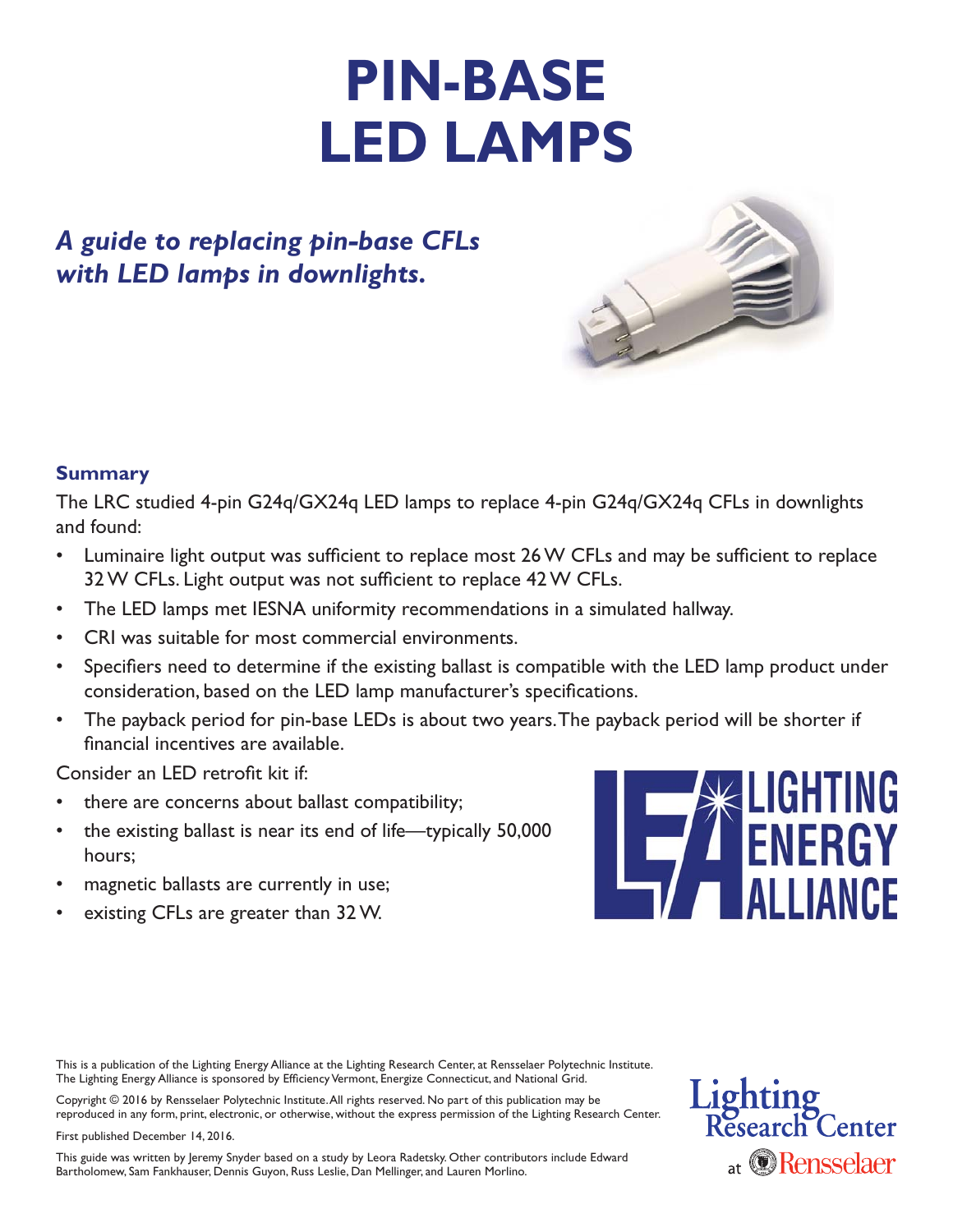# PIN-BASE LED LAMPS

***A guide to replacing pin-base CFLs with LED lamps in downlights.***

### Summary

The LRC studied 4-pin G24q/GX24q LED lamps to replace 4-pin G24q/GX24q CFLs in downlights and found:

- Luminaire light output was sufficient to replace most 26 W CFLs and may be sufficient to replace 32 W CFLs. Light output was not sufficient to replace 42 W CFLs.
- The LED lamps met IESNA uniformity recommendations in a simulated hallway.
- CRI was suitable for most commercial environments.
- Specifiers need to determine if the existing ballast is compatible with the LED lamp product under consideration, based on the LED lamp manufacturer's specifications.
- The payback period for pin-base LEDs is about two years. The payback period will be shorter if financial incentives are available.

Consider an LED retrofit kit if:

- there are concerns about ballast compatibility;
- the existing ballast is near its end of life—typically 50,000 hours;
- magnetic ballasts are currently in use;
- existing CFLs are greater than 32 W.

This is a publication of the Lighting Energy Alliance at the Lighting Research Center, at Rensselaer Polytechnic Institute. The Lighting Energy Alliance is sponsored by Efficiency Vermont, Energize Connecticut, and National Grid.

Copyright © 2016 by Rensselaer Polytechnic Institute. All rights reserved. No part of this publication may be reproduced in any form, print, electronic, or otherwise, without the express permission of the Lighting Research Center.

First published December 14, 2016.

This guide was written by Jeremy Snyder based on a study by Leora Radetsky. Other contributors include Edward Bartholomew, Sam Fankhauser, Dennis Guyon, Russ Leslie, Dan Mellinger, and Lauren Morlino.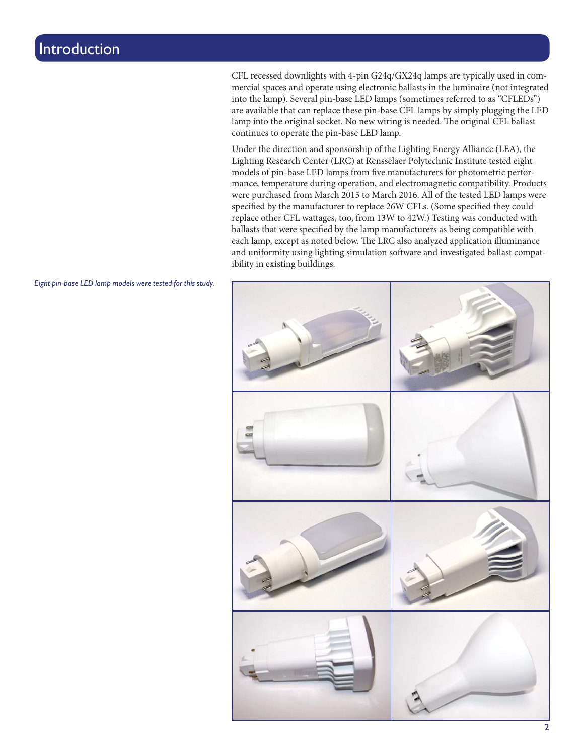# Introduction

CFL recessed downlights with 4-pin G24q/GX24q lamps are typically used in commercial spaces and operate using electronic ballasts in the luminaire (not integrated into the lamp). Several pin-base LED lamps (sometimes referred to as "CFLEDs") are available that can replace these pin-base CFL lamps by simply plugging the LED lamp into the original socket. No new wiring is needed. The original CFL ballast continues to operate the pin-base LED lamp.

Under the direction and sponsorship of the Lighting Energy Alliance (LEA), the Lighting Research Center (LRC) at Rensselaer Polytechnic Institute tested eight models of pin-base LED lamps from five manufacturers for photometric performance, temperature during operation, and electromagnetic compatibility. Products were purchased from March 2015 to March 2016. All of the tested LED lamps were specified by the manufacturer to replace 26W CFLs. (Some specified they could replace other CFL wattages, too, from 13W to 42W.) Testing was conducted with ballasts that were specified by the lamp manufacturers as being compatible with each lamp, except as noted below. The LRC also analyzed application illuminance and uniformity using lighting simulation software and investigated ballast compatibility in existing buildings.

*Eight pin-base LED lamp models were tested for this study.*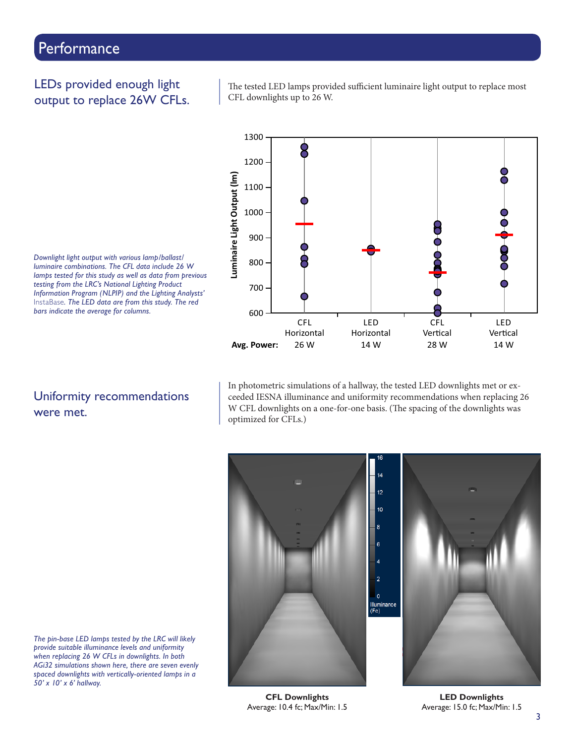# Performance

## LEDs provided enough light output to replace 26W CFLs.

The tested LED lamps provided sufficient luminaire light output to replace most CFL downlights up to 26 W.

*Downlight light output with various lamp/ballast/luminaire combinations. The CFL data include 26 W lamps tested for this study as well as data from previous testing from the LRC's National Lighting Product Information Program (NLPIP) and the Lighting Analysts' InstaBase. The LED data are from this study. The red bars indicate the average for columns.*

## Uniformity recommendations were met.

In photometric simulations of a hallway, the tested LED downlights met or exceeded IESNA illuminance and uniformity recommendations when replacing 26 W CFL downlights on a one-for-one basis. (The spacing of the downlights was optimized for CFLs.)

*The pin-base LED lamps tested by the LRC will likely provide suitable illuminance levels and uniformity when replacing 26 W CFLs in downlights. In both AGi32 simulations shown here, there are seven evenly spaced downlights with vertically-oriented lamps in a 50' x 10' x 6' hallway.*

**CFL Downlights**
Average: 10.4 fc; Max/Min: 1.5

**LED Downlights**
Average: 15.0 fc; Max/Min: 1.5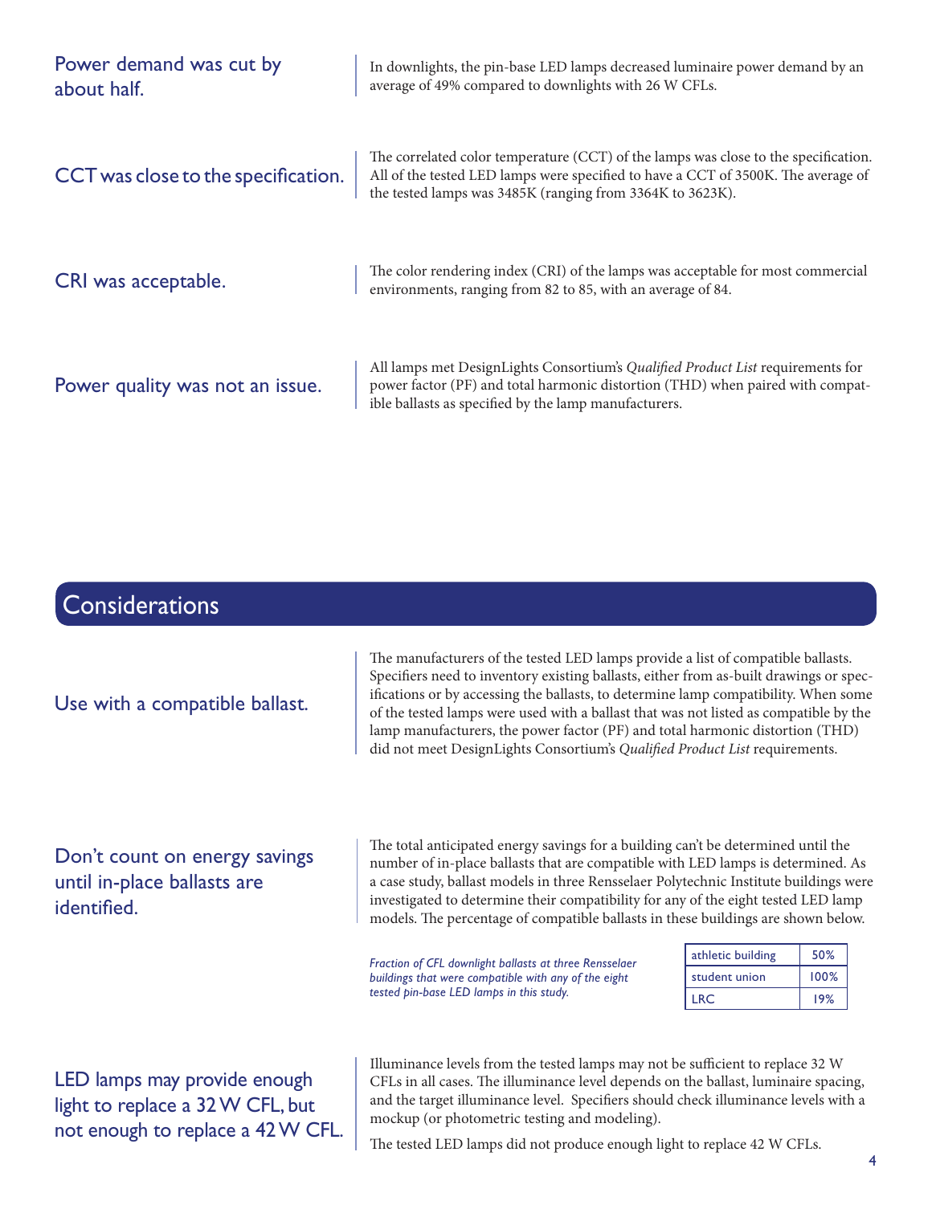### Power demand was cut by about half.

In downlights, the pin-base LED lamps decreased luminaire power demand by an average of 49% compared to downlights with 26 W CFLs.

### CCT was close to the specification.

The correlated color temperature (CCT) of the lamps was close to the specification. All of the tested LED lamps were specified to have a CCT of 3500K. The average of the tested lamps was 3485K (ranging from 3364K to 3623K).

### CRI was acceptable.

The color rendering index (CRI) of the lamps was acceptable for most commercial environments, ranging from 82 to 85, with an average of 84.

### Power quality was not an issue.

All lamps met DesignLights Consortium's *Qualified Product List* requirements for power factor (PF) and total harmonic distortion (THD) when paired with compatible ballasts as specified by the lamp manufacturers.

## Considerations

### Use with a compatible ballast.

The manufacturers of the tested LED lamps provide a list of compatible ballasts. Specifiers need to inventory existing ballasts, either from as-built drawings or specifications or by accessing the ballasts, to determine lamp compatibility. When some of the tested lamps were used with a ballast that was not listed as compatible by the lamp manufacturers, the power factor (PF) and total harmonic distortion (THD) did not meet DesignLights Consortium's *Qualified Product List* requirements.

### Don't count on energy savings until in-place ballasts are identified.

The total anticipated energy savings for a building can't be determined until the number of in-place ballasts that are compatible with LED lamps is determined. As a case study, ballast models in three Rensselaer Polytechnic Institute buildings were investigated to determine their compatibility for any of the eight tested LED lamp models. The percentage of compatible ballasts in these buildings are shown below.

*Fraction of CFL downlight ballasts at three Rensselaer buildings that were compatible with any of the eight tested pin-base LED lamps in this study.*

| Building | Compatible |
|---|---|
| athletic building | 50% |
| student union | 100% |
| LRC | 19% |

### LED lamps may provide enough light to replace a 32 W CFL, but not enough to replace a 42 W CFL.

Illuminance levels from the tested lamps may not be sufficient to replace 32 W CFLs in all cases. The illuminance level depends on the ballast, luminaire spacing, and the target illuminance level. Specifiers should check illuminance levels with a mockup (or photometric testing and modeling).

The tested LED lamps did not produce enough light to replace 42 W CFLs.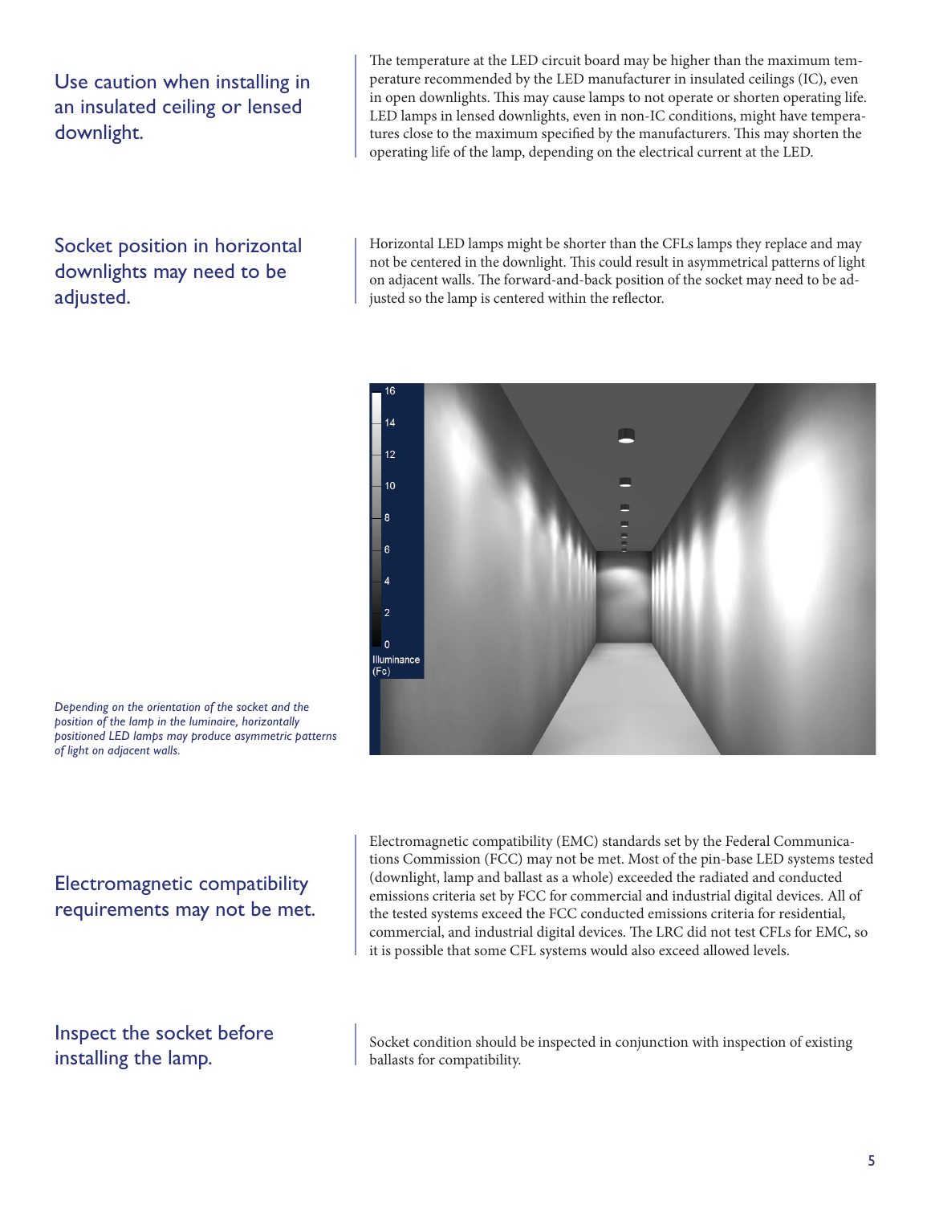## Use caution when installing in an insulated ceiling or lensed downlight.

The temperature at the LED circuit board may be higher than the maximum temperature recommended by the LED manufacturer in insulated ceilings (IC), even in open downlights. This may cause lamps to not operate or shorten operating life. LED lamps in lensed downlights, even in non-IC conditions, might have temperatures close to the maximum specified by the manufacturers. This may shorten the operating life of the lamp, depending on the electrical current at the LED.

## Socket position in horizontal downlights may need to be adjusted.

Horizontal LED lamps might be shorter than the CFLs lamps they replace and may not be centered in the downlight. This could result in asymmetrical patterns of light on adjacent walls. The forward-and-back position of the socket may need to be adjusted so the lamp is centered within the reflector.

*Depending on the orientation of the socket and the position of the lamp in the luminaire, horizontally positioned LED lamps may produce asymmetric patterns of light on adjacent walls.*

## Electromagnetic compatibility requirements may not be met.

Electromagnetic compatibility (EMC) standards set by the Federal Communications Commission (FCC) may not be met. Most of the pin-base LED systems tested (downlight, lamp and ballast as a whole) exceeded the radiated and conducted emissions criteria set by FCC for commercial and industrial digital devices. All of the tested systems exceed the FCC conducted emissions criteria for residential, commercial, and industrial digital devices. The LRC did not test CFLs for EMC, so it is possible that some CFL systems would also exceed allowed levels.

## Inspect the socket before installing the lamp.

Socket condition should be inspected in conjunction with inspection of existing ballasts for compatibility.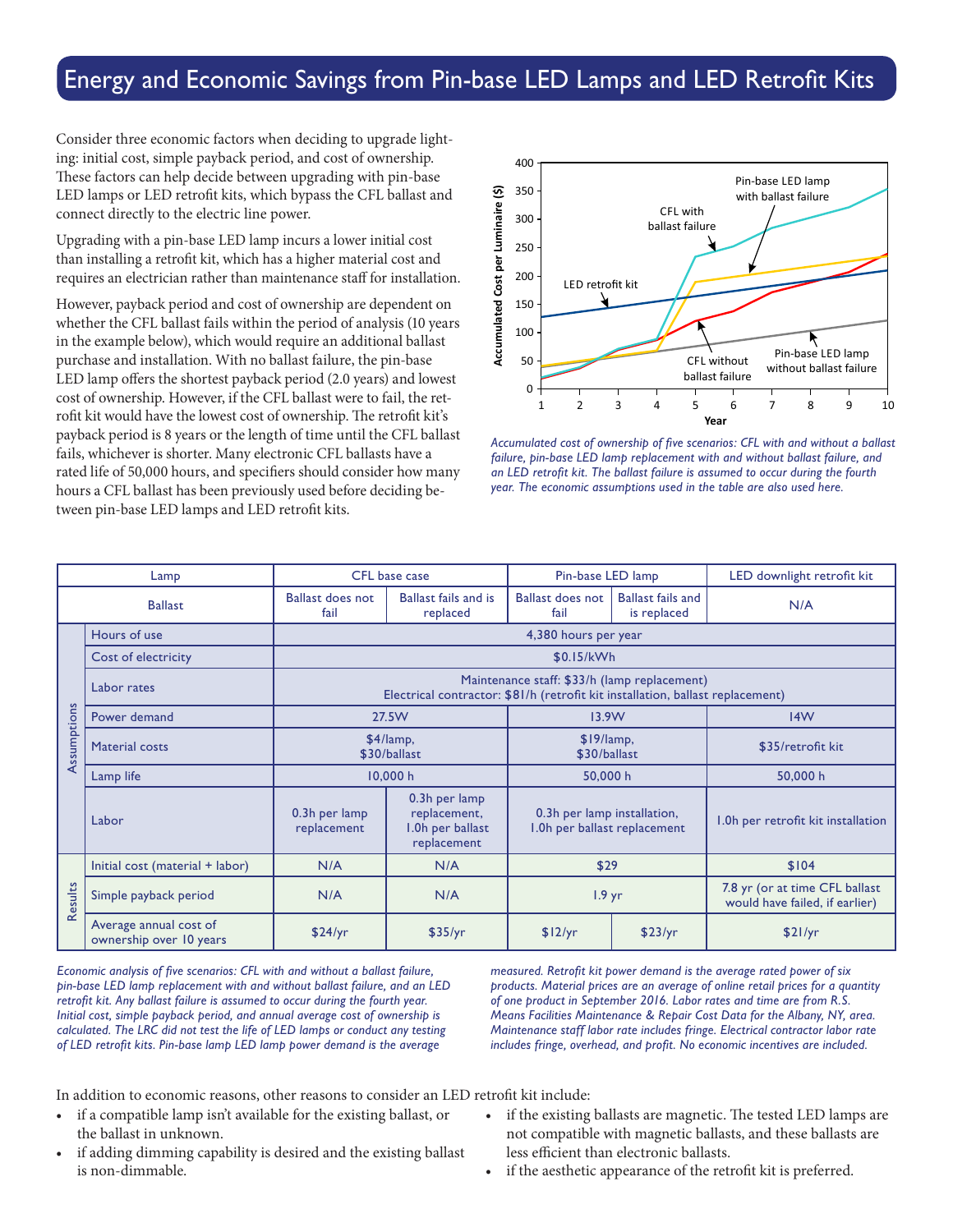## Energy and Economic Savings from Pin-base LED Lamps and LED Retrofit Kits

Consider three economic factors when deciding to upgrade lighting: initial cost, simple payback period, and cost of ownership. These factors can help decide between upgrading with pin-base LED lamps or LED retrofit kits, which bypass the CFL ballast and connect directly to the electric line power.

Upgrading with a pin-base LED lamp incurs a lower initial cost than installing a retrofit kit, which has a higher material cost and requires an electrician rather than maintenance staff for installation.

However, payback period and cost of ownership are dependent on whether the CFL ballast fails within the period of analysis (10 years in the example below), which would require an additional ballast purchase and installation. With no ballast failure, the pin-base LED lamp offers the shortest payback period (2.0 years) and lowest cost of ownership. However, if the CFL ballast were to fail, the retrofit kit would have the lowest cost of ownership. The retrofit kit's payback period is 8 years or the length of time until the CFL ballast fails, whichever is shorter. Many electronic CFL ballasts have a rated life of 50,000 hours, and specifiers should consider how many hours a CFL ballast has been previously used before deciding between pin-base LED lamps and LED retrofit kits.

Accumulated Cost per Luminaire ($)
400
350
300
250
200
150
100
50
0
1 2 3 4 5 6 7 8 9 10
Year
Pin-base LED lamp with ballast failure
CFL with ballast failure
LED retrofit kit
CFL without ballast failure
Pin-base LED lamp without ballast failure

*Accumulated cost of ownership of five scenarios: CFL with and without a ballast failure, pin-base LED lamp replacement with and without ballast failure, and an LED retrofit kit. The ballast failure is assumed to occur during the fourth year. The economic assumptions used in the table are also used here.*

| | Lamp | CFL base case | | Pin-base LED lamp | | LED downlight retrofit kit |
|---|---|---|---|---|---|---|
| | Ballast | Ballast does not fail | Ballast fails and is replaced | Ballast does not fail | Ballast fails and is replaced | N/A |
| Assumptions | Hours of use | 4,380 hours per year | | | | |
| | Cost of electricity | $0.15/kWh | | | | |
| | Labor rates | Maintenance staff: $33/h (lamp replacement) Electrical contractor: $81/h (retrofit kit installation, ballast replacement) | | | | |
| | Power demand | 27.5W | | 13.9W | | 14W |
| | Material costs | $4/lamp, $30/ballast | | $19/lamp, $30/ballast | | $35/retrofit kit |
| | Lamp life | 10,000 h | | 50,000 h | | 50,000 h |
| | Labor | 0.3h per lamp replacement | 0.3h per lamp replacement, 1.0h per ballast replacement | 0.3h per lamp installation, 1.0h per ballast replacement | | 1.0h per retrofit kit installation |
| Results | Initial cost (material + labor) | N/A | N/A | $29 | | $104 |
| | Simple payback period | N/A | N/A | 1.9 yr | | 7.8 yr (or at time CFL ballast would have failed, if earlier) |
| | Average annual cost of ownership over 10 years | $24/yr | $35/yr | $12/yr | $23/yr | $21/yr |

*Economic analysis of five scenarios: CFL with and without a ballast failure, pin-base LED lamp replacement with and without ballast failure, and an LED retrofit kit. Any ballast failure is assumed to occur during the fourth year. Initial cost, simple payback period, and annual average cost of ownership is calculated. The LRC did not test the life of LED lamps or conduct any testing of LED retrofit kits. Pin-base lamp LED lamp power demand is the average measured. Retrofit kit power demand is the average rated power of six products. Material prices are an average of online retail prices for a quantity of one product in September 2016. Labor rates and time are from R.S. Means Facilities Maintenance & Repair Cost Data for the Albany, NY, area. Maintenance staff labor rate includes fringe. Electrical contractor labor rate includes fringe, overhead, and profit. No economic incentives are included.*

In addition to economic reasons, other reasons to consider an LED retrofit kit include:

- if a compatible lamp isn't available for the existing ballast, or the ballast in unknown.
- if adding dimming capability is desired and the existing ballast is non-dimmable.
- if the existing ballasts are magnetic. The tested LED lamps are not compatible with magnetic ballasts, and these ballasts are less efficient than electronic ballasts.
- if the aesthetic appearance of the retrofit kit is preferred.